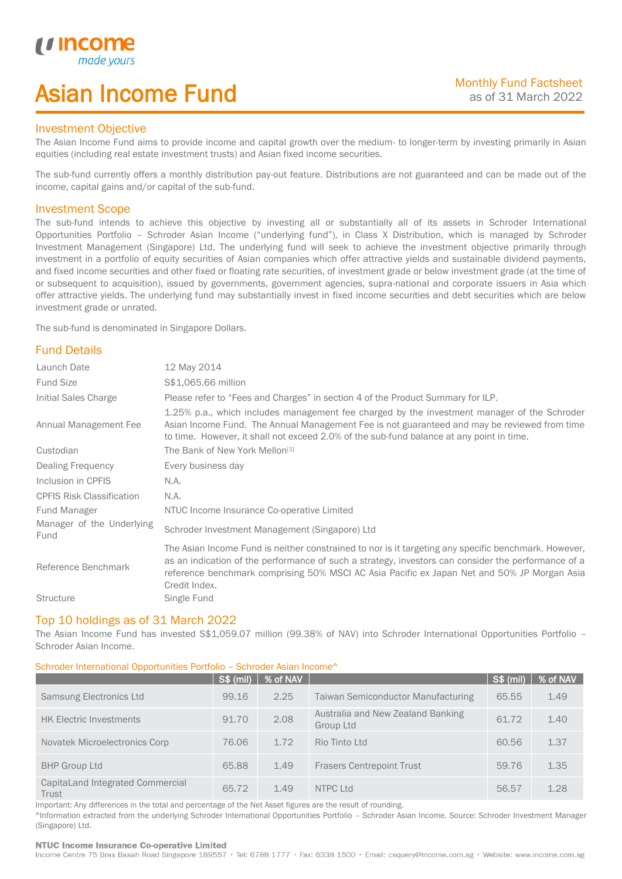# Asian Income Fund

Monthly Fund Factsheet
as of 31 March 2022

## Investment Objective

The Asian Income Fund aims to provide income and capital growth over the medium- to longer-term by investing primarily in Asian equities (including real estate investment trusts) and Asian fixed income securities.

The sub-fund currently offers a monthly distribution pay-out feature. Distributions are not guaranteed and can be made out of the income, capital gains and/or capital of the sub-fund.

## Investment Scope

The sub-fund intends to achieve this objective by investing all or substantially all of its assets in Schroder International Opportunities Portfolio – Schroder Asian Income ("underlying fund"), in Class X Distribution, which is managed by Schroder Investment Management (Singapore) Ltd. The underlying fund will seek to achieve the investment objective primarily through investment in a portfolio of equity securities of Asian companies which offer attractive yields and sustainable dividend payments, and fixed income securities and other fixed or floating rate securities, of investment grade or below investment grade (at the time of or subsequent to acquisition), issued by governments, government agencies, supra-national and corporate issuers in Asia which offer attractive yields. The underlying fund may substantially invest in fixed income securities and debt securities which are below investment grade or unrated.

The sub-fund is denominated in Singapore Dollars.

## Fund Details

| | |
|---|---|
| Launch Date | 12 May 2014 |
| Fund Size | S$1,065.66 million |
| Initial Sales Charge | Please refer to "Fees and Charges" in section 4 of the Product Summary for ILP. |
| Annual Management Fee | 1.25% p.a., which includes management fee charged by the investment manager of the Schroder Asian Income Fund. The Annual Management Fee is not guaranteed and may be reviewed from time to time. However, it shall not exceed 2.0% of the sub-fund balance at any point in time. |
| Custodian | The Bank of New York Mellon[1] |
| Dealing Frequency | Every business day |
| Inclusion in CPFIS | N.A. |
| CPFIS Risk Classification | N.A. |
| Fund Manager | NTUC Income Insurance Co-operative Limited |
| Manager of the Underlying Fund | Schroder Investment Management (Singapore) Ltd |
| Reference Benchmark | The Asian Income Fund is neither constrained to nor is it targeting any specific benchmark. However, as an indication of the performance of such a strategy, investors can consider the performance of a reference benchmark comprising 50% MSCI AC Asia Pacific ex Japan Net and 50% JP Morgan Asia Credit Index. |
| Structure | Single Fund |

## Top 10 holdings as of 31 March 2022

The Asian Income Fund has invested S$1,059.07 million (99.38% of NAV) into Schroder International Opportunities Portfolio – Schroder Asian Income.

Schroder International Opportunities Portfolio – Schroder Asian Income^

| | S$ (mil) | % of NAV | | S$ (mil) | % of NAV |
|---|---|---|---|---|---|
| Samsung Electronics Ltd | 99.16 | 2.25 | Taiwan Semiconductor Manufacturing | 65.55 | 1.49 |
| HK Electric Investments | 91.70 | 2.08 | Australia and New Zealand Banking Group Ltd | 61.72 | 1.40 |
| Novatek Microelectronics Corp | 76.06 | 1.72 | Rio Tinto Ltd | 60.56 | 1.37 |
| BHP Group Ltd | 65.88 | 1.49 | Frasers Centrepoint Trust | 59.76 | 1.35 |
| CapitaLand Integrated Commercial Trust | 65.72 | 1.49 | NTPC Ltd | 56.57 | 1.28 |

Important: Any differences in the total and percentage of the Net Asset figures are the result of rounding.

^Information extracted from the underlying Schroder International Opportunities Portfolio – Schroder Asian Income. Source: Schroder Investment Manager (Singapore) Ltd.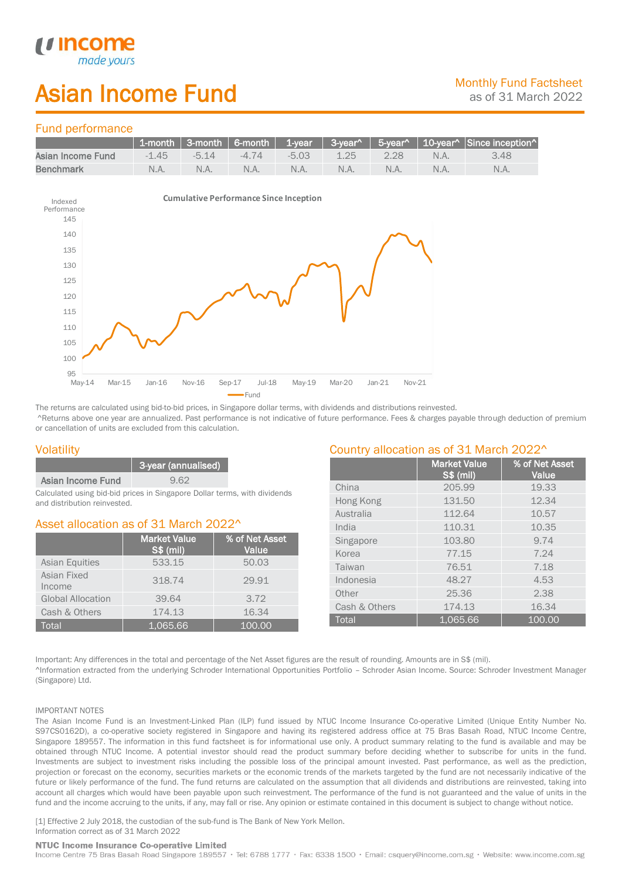# Asian Income Fund

Monthly Fund Factsheet
as of 31 March 2022

## Fund performance

| | 1-month | 3-month | 6-month | 1-year | 3-year^ | 5-year^ | 10-year^ | Since inception^ |
|---|---|---|---|---|---|---|---|---|
| Asian Income Fund | -1.45 | -5.14 | -4.74 | -5.03 | 1.25 | 2.28 | N.A. | 3.48 |
| Benchmark | N.A. | N.A. | N.A. | N.A. | N.A. | N.A. | N.A. | N.A. |

Cumulative Performance Since Inception

Indexed Performance

145
140
135
130
125
120
115
110
105
100
95

May-14 Mar-15 Jan-16 Nov-16 Sep-17 Jul-18 May-19 Mar-20 Jan-21 Nov-21

Fund

The returns are calculated using bid-to-bid prices, in Singapore dollar terms, with dividends and distributions reinvested.
^Returns above one year are annualized. Past performance is not indicative of future performance. Fees & charges payable through deduction of premium or cancellation of units are excluded from this calculation.

## Volatility

| | 3-year (annualised) |
|---|---|
| Asian Income Fund | 9.62 |

Calculated using bid-bid prices in Singapore Dollar terms, with dividends and distribution reinvested.

## Asset allocation as of 31 March 2022^

| | Market Value S$ (mil) | % of Net Asset Value |
|---|---|---|
| Asian Equities | 533.15 | 50.03 |
| Asian Fixed Income | 318.74 | 29.91 |
| Global Allocation | 39.64 | 3.72 |
| Cash & Others | 174.13 | 16.34 |
| Total | 1,065.66 | 100.00 |

## Country allocation as of 31 March 2022^

| | Market Value S$ (mil) | % of Net Asset Value |
|---|---|---|
| China | 205.99 | 19.33 |
| Hong Kong | 131.50 | 12.34 |
| Australia | 112.64 | 10.57 |
| India | 110.31 | 10.35 |
| Singapore | 103.80 | 9.74 |
| Korea | 77.15 | 7.24 |
| Taiwan | 76.51 | 7.18 |
| Indonesia | 48.27 | 4.53 |
| Other | 25.36 | 2.38 |
| Cash & Others | 174.13 | 16.34 |
| Total | 1,065.66 | 100.00 |

Important: Any differences in the total and percentage of the Net Asset figures are the result of rounding. Amounts are in S$ (mil).
^Information extracted from the underlying Schroder International Opportunities Portfolio – Schroder Asian Income. Source: Schroder Investment Manager (Singapore) Ltd.

IMPORTANT NOTES
The Asian Income Fund is an Investment-Linked Plan (ILP) fund issued by NTUC Income Insurance Co-operative Limited (Unique Entity Number No. S97CS0162D), a co-operative society registered in Singapore and having its registered address office at 75 Bras Basah Road, NTUC Income Centre, Singapore 189557. The information in this fund factsheet is for informational use only. A product summary relating to the fund is available and may be obtained through NTUC Income. A potential investor should read the product summary before deciding whether to subscribe for units in the fund. Investments are subject to investment risks including the possible loss of the principal amount invested. Past performance, as well as the prediction, projection or forecast on the economy, securities markets or the economic trends of the markets targeted by the fund are not necessarily indicative of the future or likely performance of the fund. The fund returns are calculated on the assumption that all dividends and distributions are reinvested, taking into account all charges which would have been payable upon such reinvestment. The performance of the fund is not guaranteed and the value of units in the fund and the income accruing to the units, if any, may fall or rise. Any opinion or estimate contained in this document is subject to change without notice.

[1] Effective 2 July 2018, the custodian of the sub-fund is The Bank of New York Mellon.
Information correct as of 31 March 2022

**NTUC Income Insurance Co-operative Limited**
Income Centre 75 Bras Basah Road Singapore 189557 • Tel: 6788 1777 • Fax: 6338 1500 • Email: csquery@income.com.sg • Website: www.income.com.sg